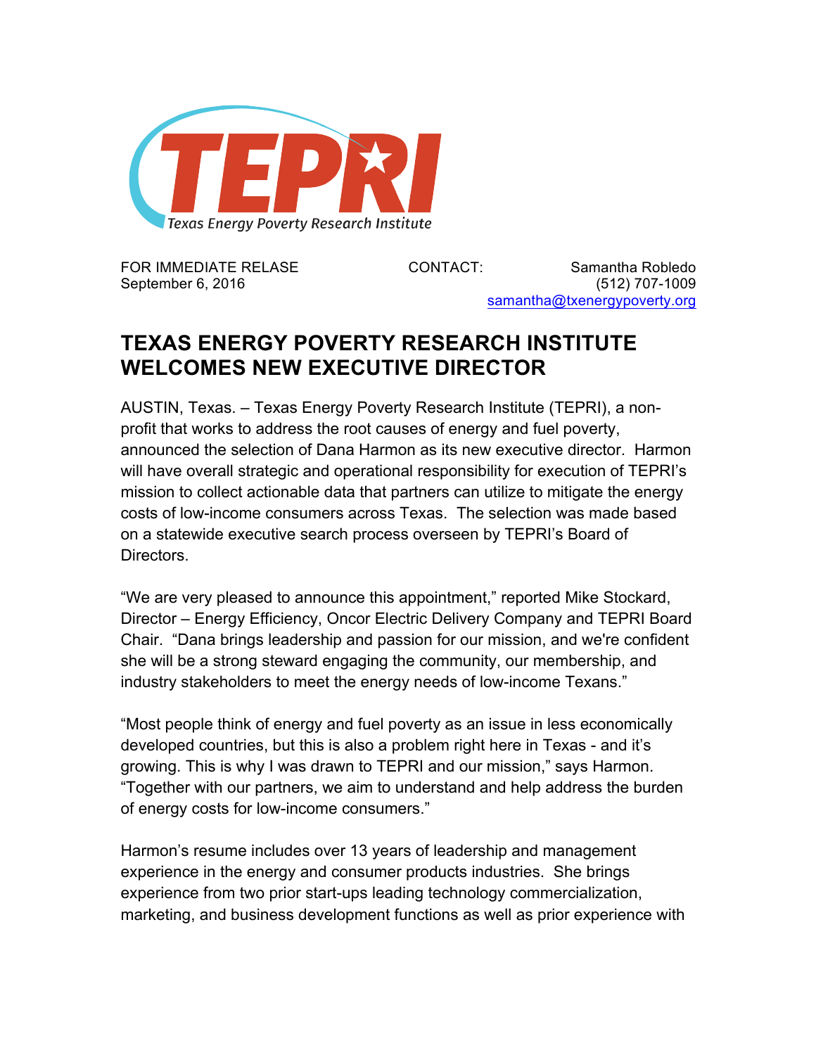TEPRI

Texas Energy Poverty Research Institute

FOR IMMEDIATE RELASE
September 6, 2016

CONTACT: Samantha Robledo
(512) 707-1009
samantha@txenergypoverty.org

# TEXAS ENERGY POVERTY RESEARCH INSTITUTE WELCOMES NEW EXECUTIVE DIRECTOR

AUSTIN, Texas. – Texas Energy Poverty Research Institute (TEPRI), a non-profit that works to address the root causes of energy and fuel poverty, announced the selection of Dana Harmon as its new executive director. Harmon will have overall strategic and operational responsibility for execution of TEPRI's mission to collect actionable data that partners can utilize to mitigate the energy costs of low-income consumers across Texas. The selection was made based on a statewide executive search process overseen by TEPRI's Board of Directors.

"We are very pleased to announce this appointment," reported Mike Stockard, Director – Energy Efficiency, Oncor Electric Delivery Company and TEPRI Board Chair. "Dana brings leadership and passion for our mission, and we're confident she will be a strong steward engaging the community, our membership, and industry stakeholders to meet the energy needs of low-income Texans."

"Most people think of energy and fuel poverty as an issue in less economically developed countries, but this is also a problem right here in Texas - and it's growing. This is why I was drawn to TEPRI and our mission," says Harmon. "Together with our partners, we aim to understand and help address the burden of energy costs for low-income consumers."

Harmon's resume includes over 13 years of leadership and management experience in the energy and consumer products industries. She brings experience from two prior start-ups leading technology commercialization, marketing, and business development functions as well as prior experience with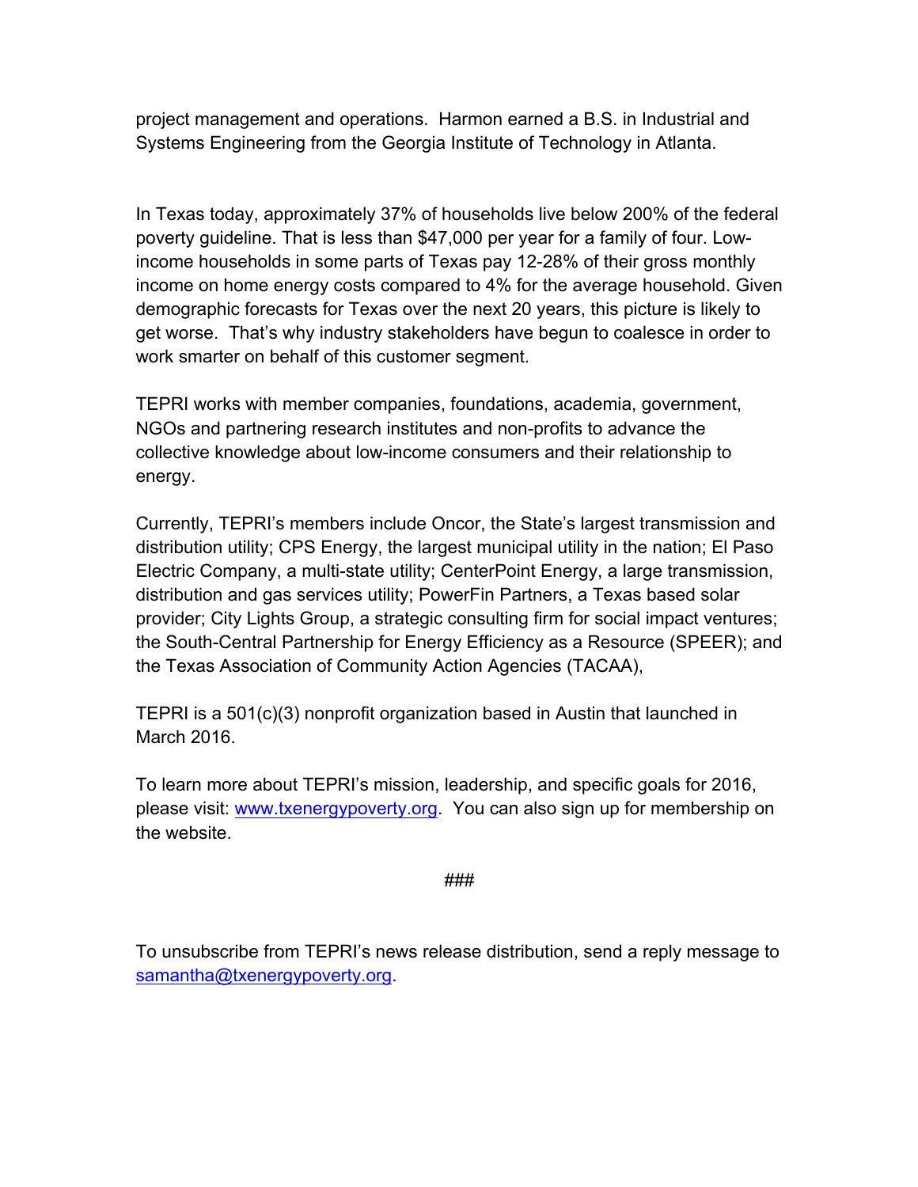project management and operations. Harmon earned a B.S. in Industrial and Systems Engineering from the Georgia Institute of Technology in Atlanta.

In Texas today, approximately 37% of households live below 200% of the federal poverty guideline. That is less than $47,000 per year for a family of four. Low-income households in some parts of Texas pay 12-28% of their gross monthly income on home energy costs compared to 4% for the average household. Given demographic forecasts for Texas over the next 20 years, this picture is likely to get worse. That's why industry stakeholders have begun to coalesce in order to work smarter on behalf of this customer segment.

TEPRI works with member companies, foundations, academia, government, NGOs and partnering research institutes and non-profits to advance the collective knowledge about low-income consumers and their relationship to energy.

Currently, TEPRI's members include Oncor, the State's largest transmission and distribution utility; CPS Energy, the largest municipal utility in the nation; El Paso Electric Company, a multi-state utility; CenterPoint Energy, a large transmission, distribution and gas services utility; PowerFin Partners, a Texas based solar provider; City Lights Group, a strategic consulting firm for social impact ventures; the South-Central Partnership for Energy Efficiency as a Resource (SPEER); and the Texas Association of Community Action Agencies (TACAA),

TEPRI is a 501(c)(3) nonprofit organization based in Austin that launched in March 2016.

To learn more about TEPRI's mission, leadership, and specific goals for 2016, please visit: [www.txenergypoverty.org](http://www.txenergypoverty.org). You can also sign up for membership on the website.

###

To unsubscribe from TEPRI's news release distribution, send a reply message to [samantha@txenergypoverty.org](mailto:samantha@txenergypoverty.org).